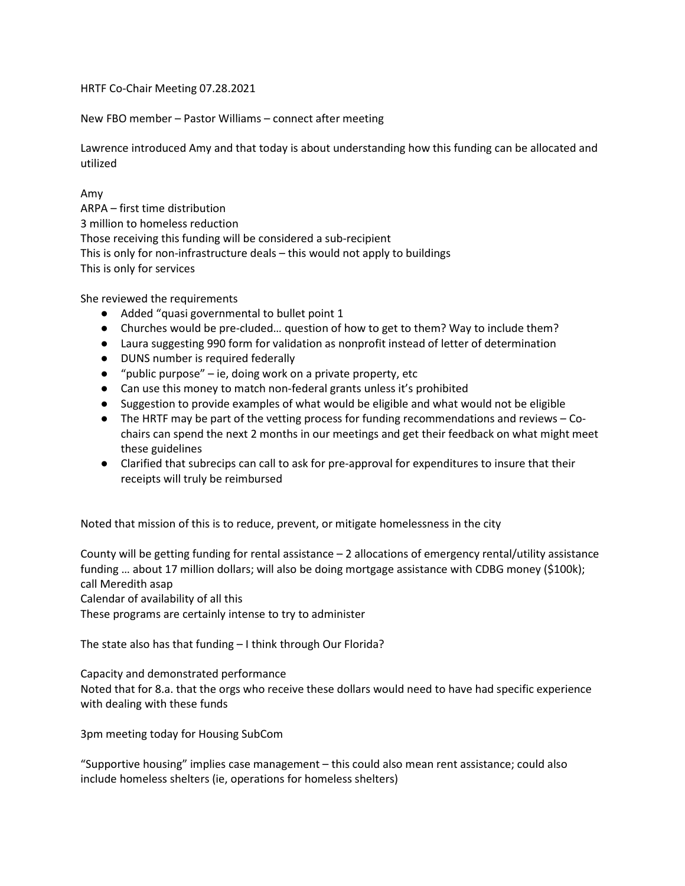HRTF Co-Chair Meeting 07.28.2021

New FBO member – Pastor Williams – connect after meeting

Lawrence introduced Amy and that today is about understanding how this funding can be allocated and utilized

Amy
ARPA – first time distribution
3 million to homeless reduction
Those receiving this funding will be considered a sub-recipient
This is only for non-infrastructure deals – this would not apply to buildings
This is only for services

She reviewed the requirements

- Added "quasi governmental to bullet point 1
- Churches would be pre-cluded… question of how to get to them? Way to include them?
- Laura suggesting 990 form for validation as nonprofit instead of letter of determination
- DUNS number is required federally
- "public purpose" – ie, doing work on a private property, etc
- Can use this money to match non-federal grants unless it's prohibited
- Suggestion to provide examples of what would be eligible and what would not be eligible
- The HRTF may be part of the vetting process for funding recommendations and reviews – Co-chairs can spend the next 2 months in our meetings and get their feedback on what might meet these guidelines
- Clarified that subrecips can call to ask for pre-approval for expenditures to insure that their receipts will truly be reimbursed

Noted that mission of this is to reduce, prevent, or mitigate homelessness in the city

County will be getting funding for rental assistance – 2 allocations of emergency rental/utility assistance funding … about 17 million dollars; will also be doing mortgage assistance with CDBG money ($100k); call Meredith asap
Calendar of availability of all this
These programs are certainly intense to try to administer

The state also has that funding – I think through Our Florida?

Capacity and demonstrated performance
Noted that for 8.a. that the orgs who receive these dollars would need to have had specific experience with dealing with these funds

3pm meeting today for Housing SubCom

"Supportive housing" implies case management – this could also mean rent assistance; could also include homeless shelters (ie, operations for homeless shelters)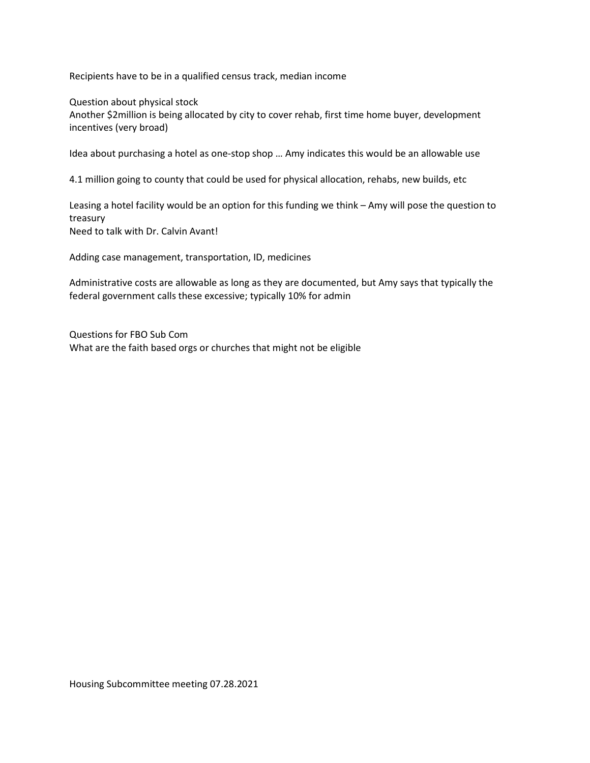Recipients have to be in a qualified census track, median income

Question about physical stock
Another $2million is being allocated by city to cover rehab, first time home buyer, development incentives (very broad)

Idea about purchasing a hotel as one-stop shop … Amy indicates this would be an allowable use

4.1 million going to county that could be used for physical allocation, rehabs, new builds, etc

Leasing a hotel facility would be an option for this funding we think – Amy will pose the question to treasury
Need to talk with Dr. Calvin Avant!

Adding case management, transportation, ID, medicines

Administrative costs are allowable as long as they are documented, but Amy says that typically the federal government calls these excessive; typically 10% for admin

Questions for FBO Sub Com
What are the faith based orgs or churches that might not be eligible

Housing Subcommittee meeting 07.28.2021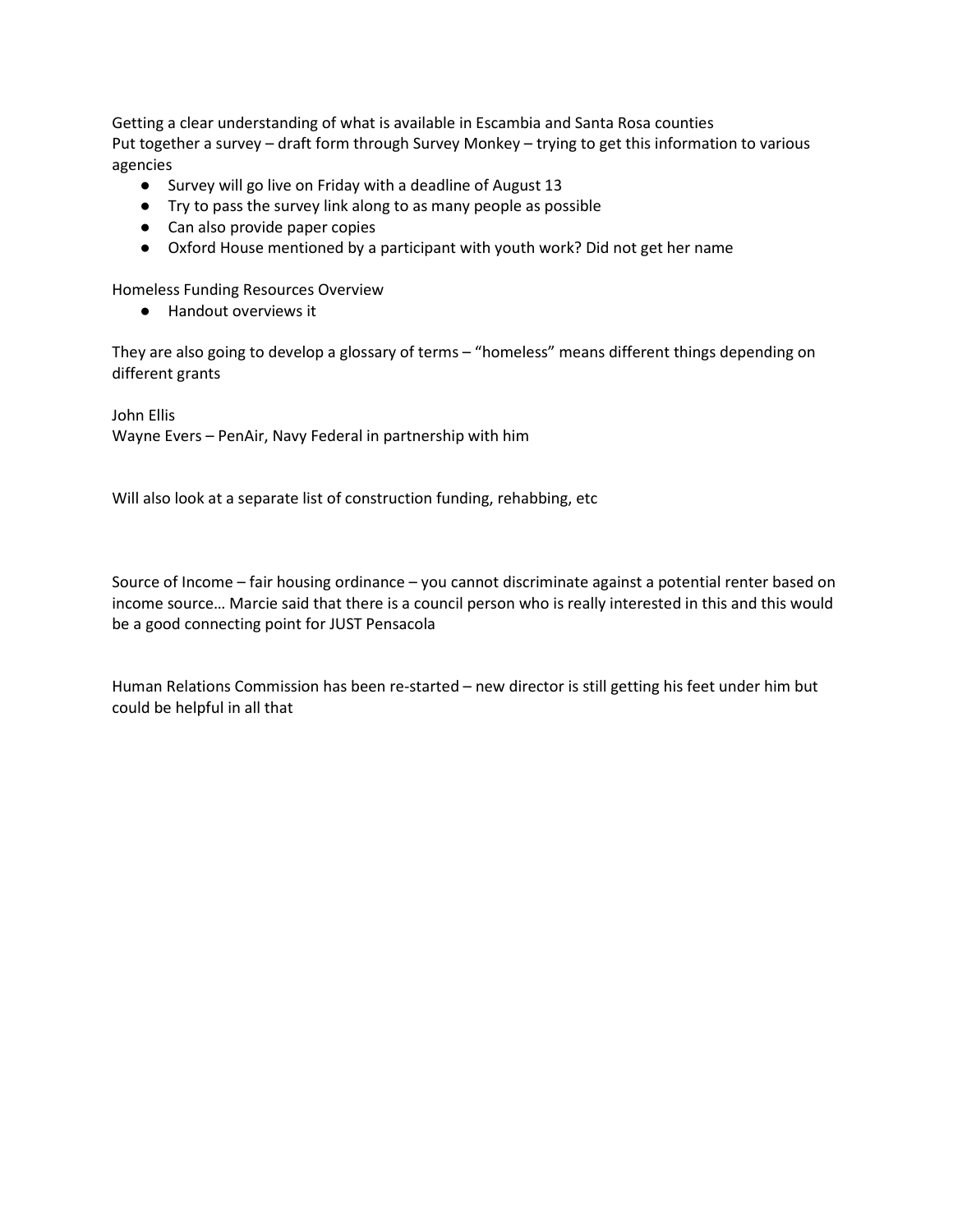Getting a clear understanding of what is available in Escambia and Santa Rosa counties
Put together a survey – draft form through Survey Monkey – trying to get this information to various agencies

- Survey will go live on Friday with a deadline of August 13
- Try to pass the survey link along to as many people as possible
- Can also provide paper copies
- Oxford House mentioned by a participant with youth work? Did not get her name

Homeless Funding Resources Overview

- Handout overviews it

They are also going to develop a glossary of terms – "homeless" means different things depending on different grants

John Ellis
Wayne Evers – PenAir, Navy Federal in partnership with him

Will also look at a separate list of construction funding, rehabbing, etc

Source of Income – fair housing ordinance – you cannot discriminate against a potential renter based on income source… Marcie said that there is a council person who is really interested in this and this would be a good connecting point for JUST Pensacola

Human Relations Commission has been re-started – new director is still getting his feet under him but could be helpful in all that